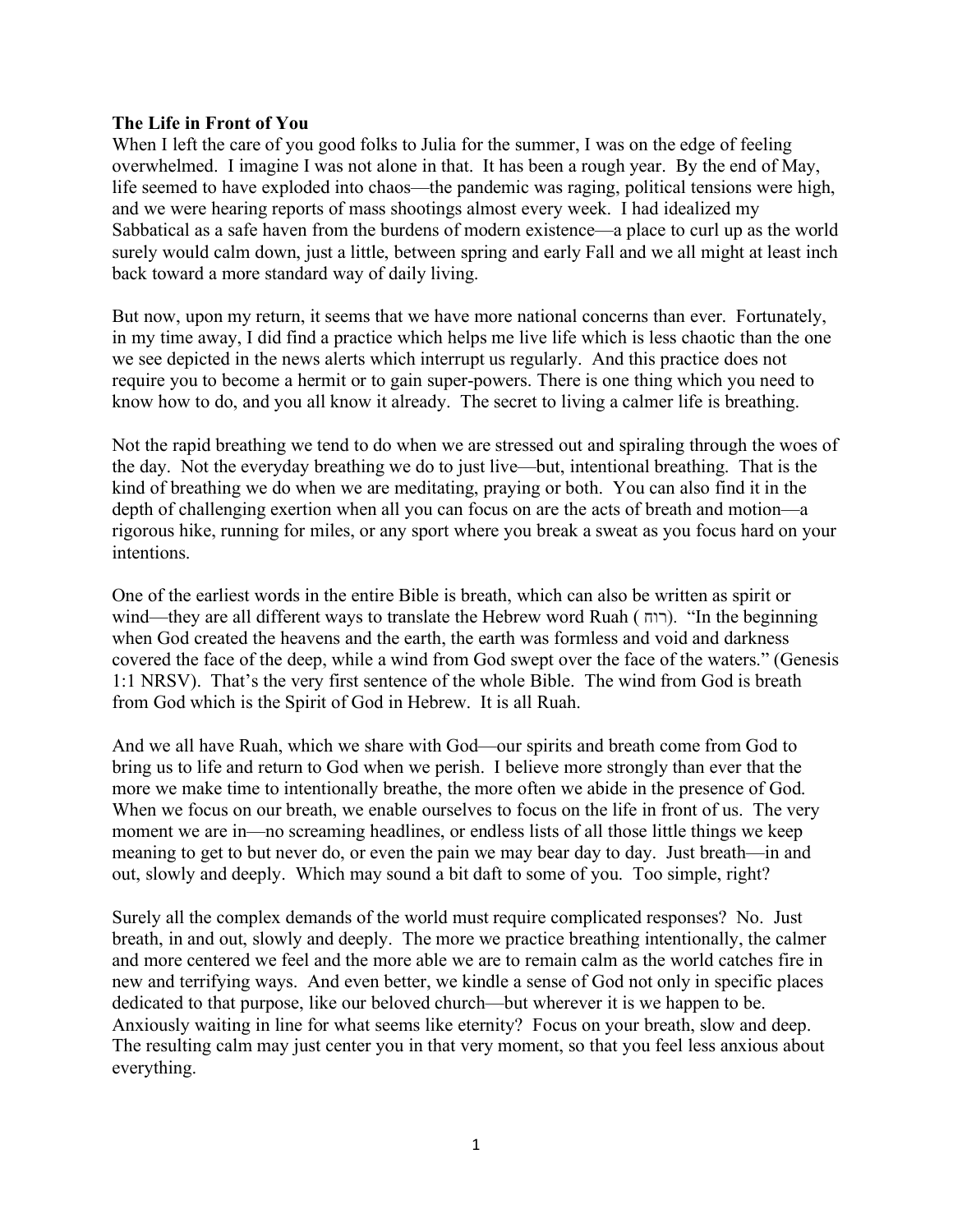**The Life in Front of You**

When I left the care of you good folks to Julia for the summer, I was on the edge of feeling overwhelmed. I imagine I was not alone in that. It has been a rough year. By the end of May, life seemed to have exploded into chaos—the pandemic was raging, political tensions were high, and we were hearing reports of mass shootings almost every week. I had idealized my Sabbatical as a safe haven from the burdens of modern existence—a place to curl up as the world surely would calm down, just a little, between spring and early Fall and we all might at least inch back toward a more standard way of daily living.

But now, upon my return, it seems that we have more national concerns than ever. Fortunately, in my time away, I did find a practice which helps me live life which is less chaotic than the one we see depicted in the news alerts which interrupt us regularly. And this practice does not require you to become a hermit or to gain super-powers. There is one thing which you need to know how to do, and you all know it already. The secret to living a calmer life is breathing.

Not the rapid breathing we tend to do when we are stressed out and spiraling through the woes of the day. Not the everyday breathing we do to just live—but, intentional breathing. That is the kind of breathing we do when we are meditating, praying or both. You can also find it in the depth of challenging exertion when all you can focus on are the acts of breath and motion—a rigorous hike, running for miles, or any sport where you break a sweat as you focus hard on your intentions.

One of the earliest words in the entire Bible is breath, which can also be written as spirit or wind—they are all different ways to translate the Hebrew word Ruah (רוח). "In the beginning when God created the heavens and the earth, the earth was formless and void and darkness covered the face of the deep, while a wind from God swept over the face of the waters." (Genesis 1:1 NRSV). That's the very first sentence of the whole Bible. The wind from God is breath from God which is the Spirit of God in Hebrew. It is all Ruah.

And we all have Ruah, which we share with God—our spirits and breath come from God to bring us to life and return to God when we perish. I believe more strongly than ever that the more we make time to intentionally breathe, the more often we abide in the presence of God. When we focus on our breath, we enable ourselves to focus on the life in front of us. The very moment we are in—no screaming headlines, or endless lists of all those little things we keep meaning to get to but never do, or even the pain we may bear day to day. Just breath—in and out, slowly and deeply. Which may sound a bit daft to some of you. Too simple, right?

Surely all the complex demands of the world must require complicated responses? No. Just breath, in and out, slowly and deeply. The more we practice breathing intentionally, the calmer and more centered we feel and the more able we are to remain calm as the world catches fire in new and terrifying ways. And even better, we kindle a sense of God not only in specific places dedicated to that purpose, like our beloved church—but wherever it is we happen to be. Anxiously waiting in line for what seems like eternity? Focus on your breath, slow and deep. The resulting calm may just center you in that very moment, so that you feel less anxious about everything.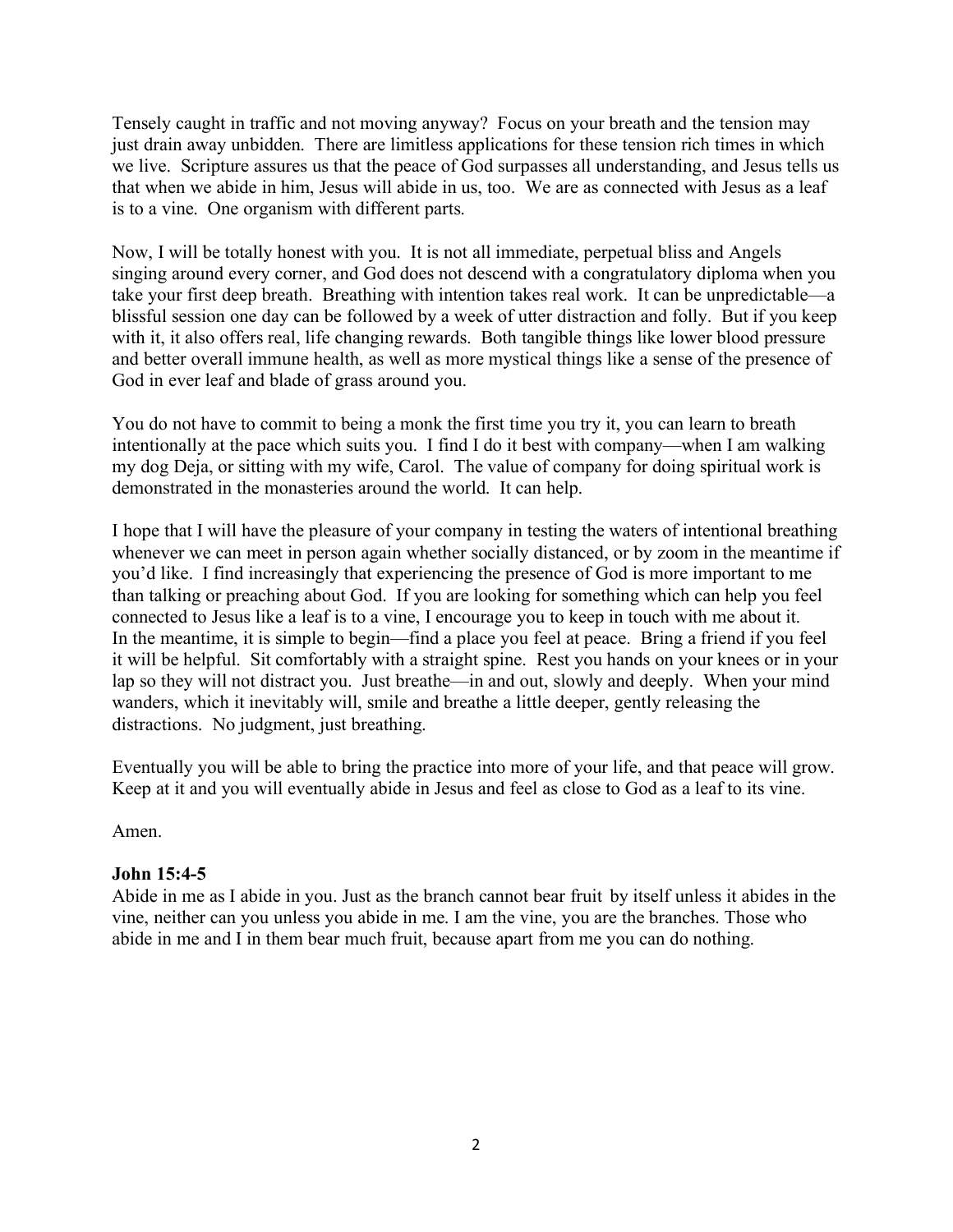Tensely caught in traffic and not moving anyway? Focus on your breath and the tension may just drain away unbidden. There are limitless applications for these tension rich times in which we live. Scripture assures us that the peace of God surpasses all understanding, and Jesus tells us that when we abide in him, Jesus will abide in us, too. We are as connected with Jesus as a leaf is to a vine. One organism with different parts.

Now, I will be totally honest with you. It is not all immediate, perpetual bliss and Angels singing around every corner, and God does not descend with a congratulatory diploma when you take your first deep breath. Breathing with intention takes real work. It can be unpredictable—a blissful session one day can be followed by a week of utter distraction and folly. But if you keep with it, it also offers real, life changing rewards. Both tangible things like lower blood pressure and better overall immune health, as well as more mystical things like a sense of the presence of God in ever leaf and blade of grass around you.

You do not have to commit to being a monk the first time you try it, you can learn to breath intentionally at the pace which suits you. I find I do it best with company—when I am walking my dog Deja, or sitting with my wife, Carol. The value of company for doing spiritual work is demonstrated in the monasteries around the world. It can help.

I hope that I will have the pleasure of your company in testing the waters of intentional breathing whenever we can meet in person again whether socially distanced, or by zoom in the meantime if you'd like. I find increasingly that experiencing the presence of God is more important to me than talking or preaching about God. If you are looking for something which can help you feel connected to Jesus like a leaf is to a vine, I encourage you to keep in touch with me about it. In the meantime, it is simple to begin—find a place you feel at peace. Bring a friend if you feel it will be helpful. Sit comfortably with a straight spine. Rest you hands on your knees or in your lap so they will not distract you. Just breathe—in and out, slowly and deeply. When your mind wanders, which it inevitably will, smile and breathe a little deeper, gently releasing the distractions. No judgment, just breathing.

Eventually you will be able to bring the practice into more of your life, and that peace will grow. Keep at it and you will eventually abide in Jesus and feel as close to God as a leaf to its vine.

Amen.

**John 15:4-5**
Abide in me as I abide in you. Just as the branch cannot bear fruit by itself unless it abides in the vine, neither can you unless you abide in me. I am the vine, you are the branches. Those who abide in me and I in them bear much fruit, because apart from me you can do nothing.